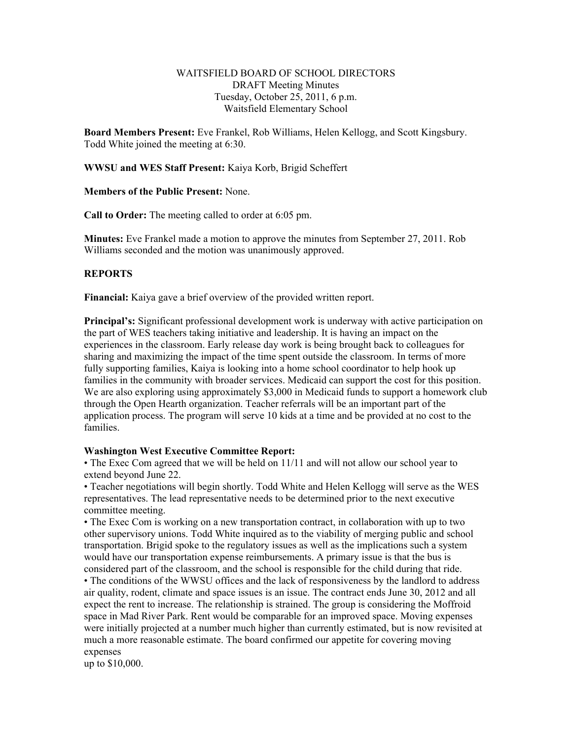WAITSFIELD BOARD OF SCHOOL DIRECTORS
DRAFT Meeting Minutes
Tuesday, October 25, 2011, 6 p.m.
Waitsfield Elementary School

**Board Members Present:** Eve Frankel, Rob Williams, Helen Kellogg, and Scott Kingsbury. Todd White joined the meeting at 6:30.

**WWSU and WES Staff Present:** Kaiya Korb, Brigid Scheffert

**Members of the Public Present:** None.

**Call to Order:** The meeting called to order at 6:05 pm.

**Minutes:** Eve Frankel made a motion to approve the minutes from September 27, 2011. Rob Williams seconded and the motion was unanimously approved.

**REPORTS**

**Financial:** Kaiya gave a brief overview of the provided written report.

**Principal's:** Significant professional development work is underway with active participation on the part of WES teachers taking initiative and leadership. It is having an impact on the experiences in the classroom. Early release day work is being brought back to colleagues for sharing and maximizing the impact of the time spent outside the classroom. In terms of more fully supporting families, Kaiya is looking into a home school coordinator to help hook up families in the community with broader services. Medicaid can support the cost for this position. We are also exploring using approximately $3,000 in Medicaid funds to support a homework club through the Open Hearth organization. Teacher referrals will be an important part of the application process. The program will serve 10 kids at a time and be provided at no cost to the families.

**Washington West Executive Committee Report:**

- The Exec Com agreed that we will be held on 11/11 and will not allow our school year to extend beyond June 22.
- Teacher negotiations will begin shortly. Todd White and Helen Kellogg will serve as the WES representatives. The lead representative needs to be determined prior to the next executive committee meeting.
- The Exec Com is working on a new transportation contract, in collaboration with up to two other supervisory unions. Todd White inquired as to the viability of merging public and school transportation. Brigid spoke to the regulatory issues as well as the implications such a system would have our transportation expense reimbursements. A primary issue is that the bus is considered part of the classroom, and the school is responsible for the child during that ride.
- The conditions of the WWSU offices and the lack of responsiveness by the landlord to address air quality, rodent, climate and space issues is an issue. The contract ends June 30, 2012 and all expect the rent to increase. The relationship is strained. The group is considering the Moffroid space in Mad River Park. Rent would be comparable for an improved space. Moving expenses were initially projected at a number much higher than currently estimated, but is now revisited at much a more reasonable estimate. The board confirmed our appetite for covering moving expenses up to $10,000.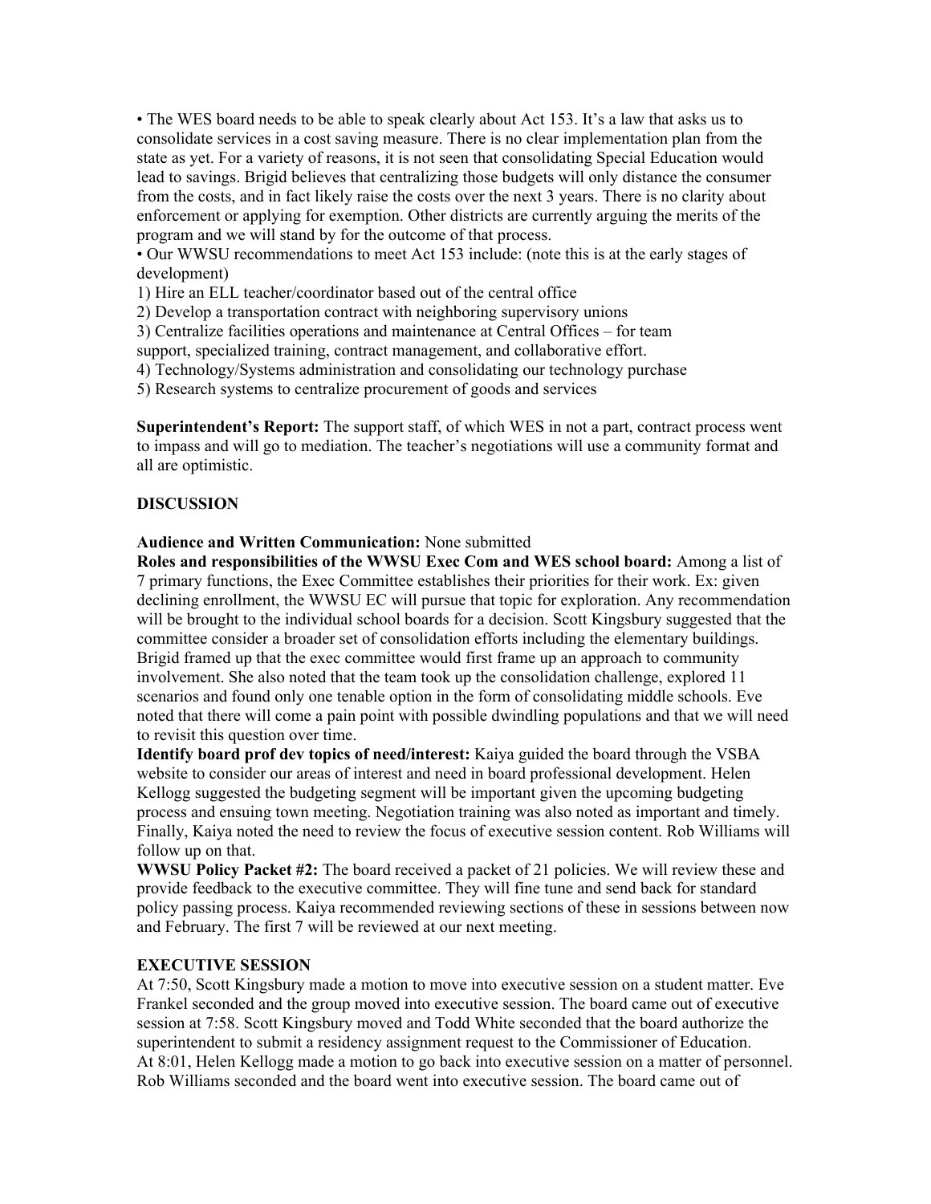• The WES board needs to be able to speak clearly about Act 153. It's a law that asks us to consolidate services in a cost saving measure. There is no clear implementation plan from the state as yet. For a variety of reasons, it is not seen that consolidating Special Education would lead to savings. Brigid believes that centralizing those budgets will only distance the consumer from the costs, and in fact likely raise the costs over the next 3 years. There is no clarity about enforcement or applying for exemption. Other districts are currently arguing the merits of the program and we will stand by for the outcome of that process.

• Our WWSU recommendations to meet Act 153 include: (note this is at the early stages of development)

1) Hire an ELL teacher/coordinator based out of the central office
2) Develop a transportation contract with neighboring supervisory unions
3) Centralize facilities operations and maintenance at Central Offices – for team support, specialized training, contract management, and collaborative effort.
4) Technology/Systems administration and consolidating our technology purchase
5) Research systems to centralize procurement of goods and services

**Superintendent's Report:** The support staff, of which WES in not a part, contract process went to impasse and will go to mediation. The teacher's negotiations will use a community format and all are optimistic.

**DISCUSSION**

**Audience and Written Communication:** None submitted

**Roles and responsibilities of the WWSU Exec Com and WES school board:** Among a list of 7 primary functions, the Exec Committee establishes their priorities for their work. Ex: given declining enrollment, the WWSU EC will pursue that topic for exploration. Any recommendation will be brought to the individual school boards for a decision. Scott Kingsbury suggested that the committee consider a broader set of consolidation efforts including the elementary buildings. Brigid framed up that the exec committee would first frame up an approach to community involvement. She also noted that the team took up the consolidation challenge, explored 11 scenarios and found only one tenable option in the form of consolidating middle schools. Eve noted that there will come a pain point with possible dwindling populations and that we will need to revisit this question over time.

**Identify board prof dev topics of need/interest:** Kaiya guided the board through the VSBA website to consider our areas of interest and need in board professional development. Helen Kellogg suggested the budgeting segment will be important given the upcoming budgeting process and ensuing town meeting. Negotiation training was also noted as important and timely. Finally, Kaiya noted the need to review the focus of executive session content. Rob Williams will follow up on that.

**WWSU Policy Packet #2:** The board received a packet of 21 policies. We will review these and provide feedback to the executive committee. They will fine tune and send back for standard policy passing process. Kaiya recommended reviewing sections of these in sessions between now and February. The first 7 will be reviewed at our next meeting.

**EXECUTIVE SESSION**

At 7:50, Scott Kingsbury made a motion to move into executive session on a student matter. Eve Frankel seconded and the group moved into executive session. The board came out of executive session at 7:58. Scott Kingsbury moved and Todd White seconded that the board authorize the superintendent to submit a residency assignment request to the Commissioner of Education.
At 8:01, Helen Kellogg made a motion to go back into executive session on a matter of personnel. Rob Williams seconded and the board went into executive session. The board came out of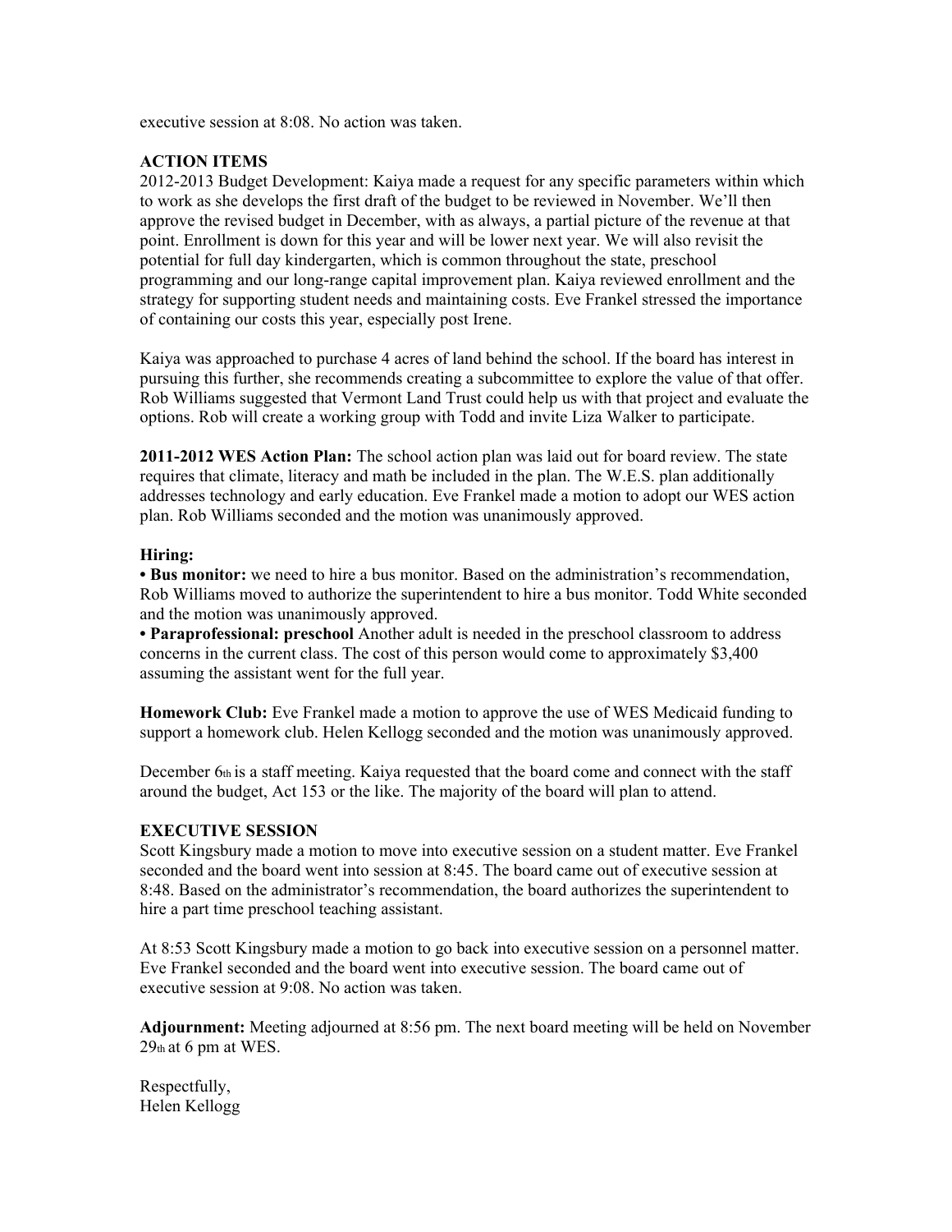executive session at 8:08. No action was taken.

**ACTION ITEMS**

2012-2013 Budget Development: Kaiya made a request for any specific parameters within which to work as she develops the first draft of the budget to be reviewed in November. We'll then approve the revised budget in December, with as always, a partial picture of the revenue at that point. Enrollment is down for this year and will be lower next year. We will also revisit the potential for full day kindergarten, which is common throughout the state, preschool programming and our long-range capital improvement plan. Kaiya reviewed enrollment and the strategy for supporting student needs and maintaining costs. Eve Frankel stressed the importance of containing our costs this year, especially post Irene.

Kaiya was approached to purchase 4 acres of land behind the school. If the board has interest in pursuing this further, she recommends creating a subcommittee to explore the value of that offer. Rob Williams suggested that Vermont Land Trust could help us with that project and evaluate the options. Rob will create a working group with Todd and invite Liza Walker to participate.

**2011-2012 WES Action Plan:** The school action plan was laid out for board review. The state requires that climate, literacy and math be included in the plan. The W.E.S. plan additionally addresses technology and early education. Eve Frankel made a motion to adopt our WES action plan. Rob Williams seconded and the motion was unanimously approved.

**Hiring:**

• **Bus monitor:** we need to hire a bus monitor. Based on the administration's recommendation, Rob Williams moved to authorize the superintendent to hire a bus monitor. Todd White seconded and the motion was unanimously approved.

• **Paraprofessional: preschool** Another adult is needed in the preschool classroom to address concerns in the current class. The cost of this person would come to approximately $3,400 assuming the assistant went for the full year.

**Homework Club:** Eve Frankel made a motion to approve the use of WES Medicaid funding to support a homework club. Helen Kellogg seconded and the motion was unanimously approved.

December 6th is a staff meeting. Kaiya requested that the board come and connect with the staff around the budget, Act 153 or the like. The majority of the board will plan to attend.

**EXECUTIVE SESSION**

Scott Kingsbury made a motion to move into executive session on a student matter. Eve Frankel seconded and the board went into session at 8:45. The board came out of executive session at 8:48. Based on the administrator's recommendation, the board authorizes the superintendent to hire a part time preschool teaching assistant.

At 8:53 Scott Kingsbury made a motion to go back into executive session on a personnel matter. Eve Frankel seconded and the board went into executive session. The board came out of executive session at 9:08. No action was taken.

**Adjournment:** Meeting adjourned at 8:56 pm. The next board meeting will be held on November 29th at 6 pm at WES.

Respectfully,
Helen Kellogg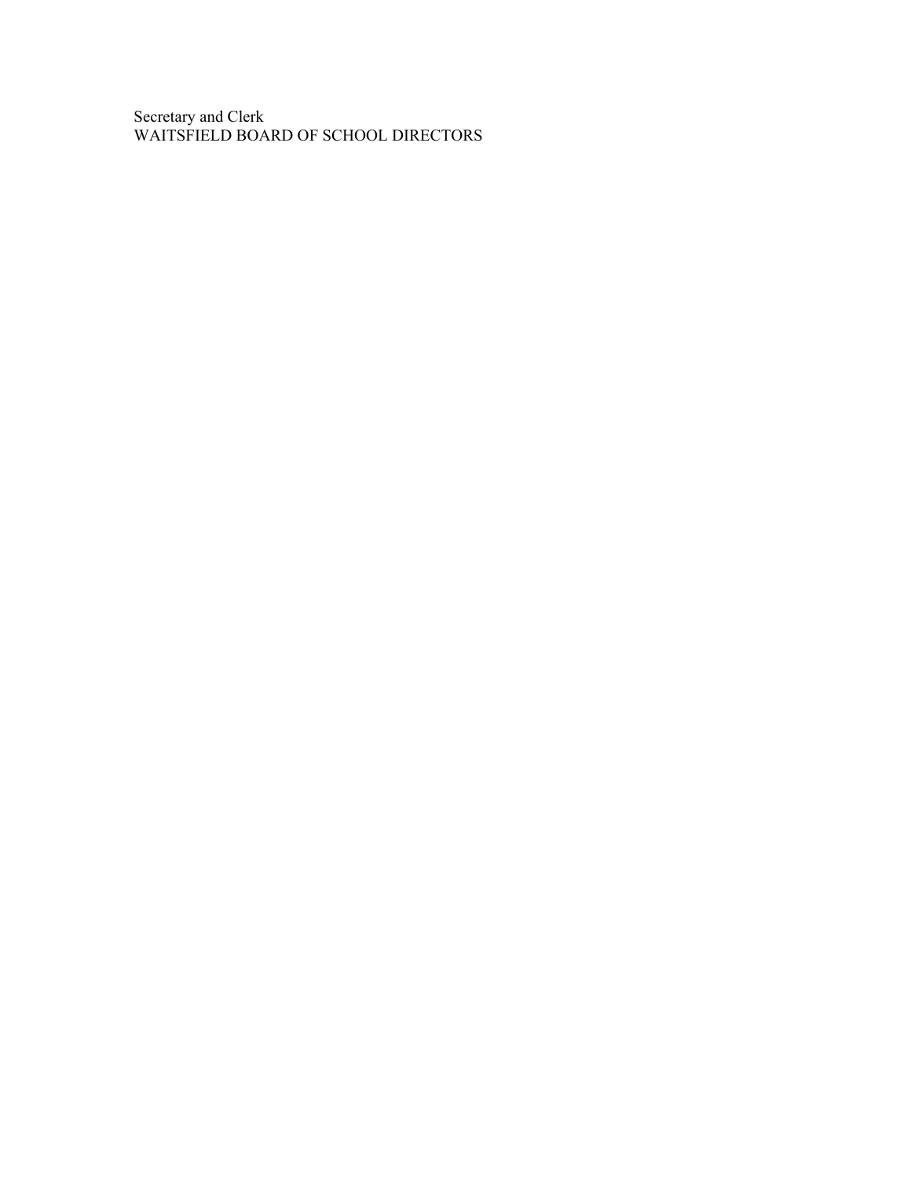Secretary and Clerk
WAITSFIELD BOARD OF SCHOOL DIRECTORS